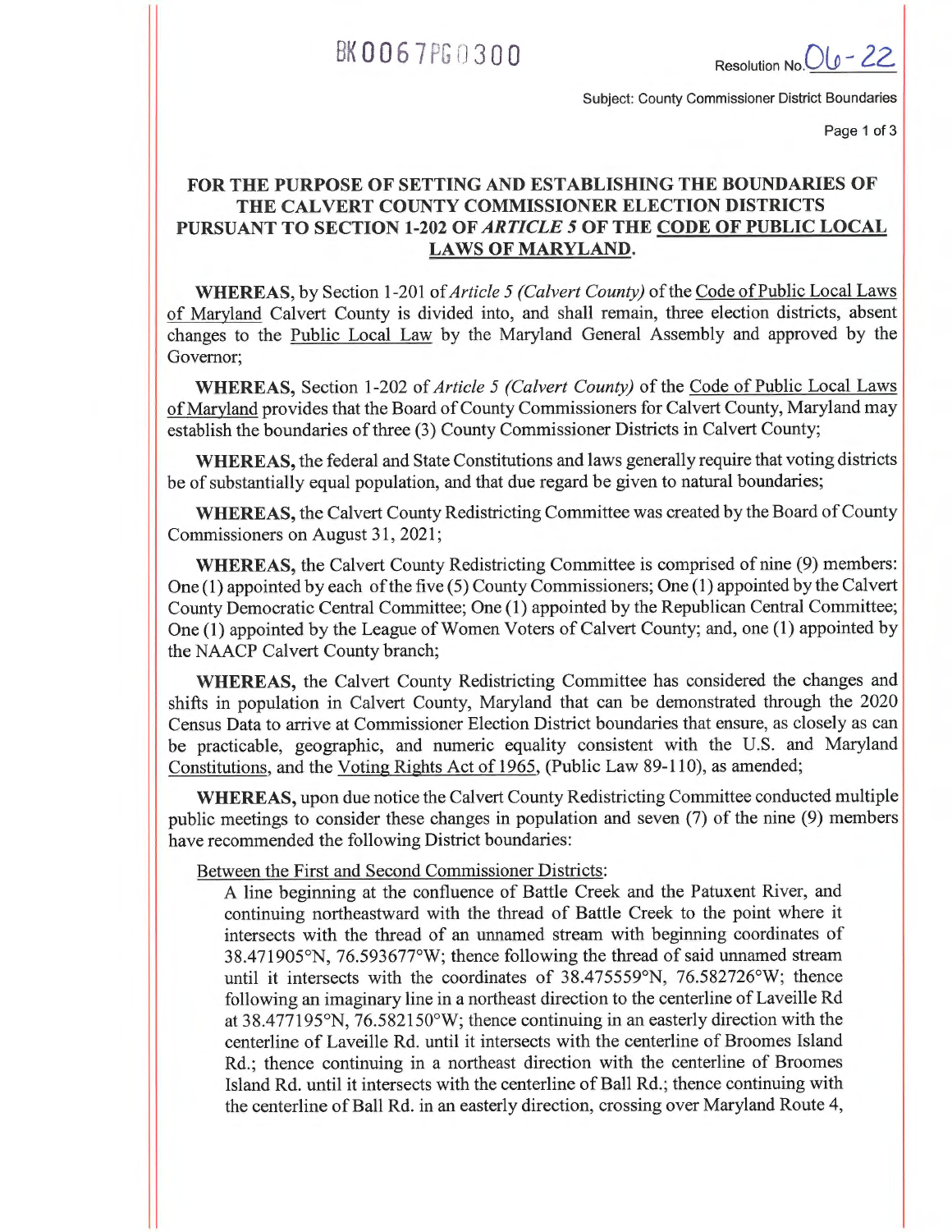BK0067PG0300

Resolution No. 06-22

Subject: County Commissioner District Boundaries

## FOR THE PURPOSE OF SETTING AND ESTABLISHING THE BOUNDARIES OF THE CALVERT COUNTY COMMISSIONER ELECTION DISTRICTS PURSUANT TO SECTION 1-202 OF *ARTICLE 5* OF THE CODE OF PUBLIC LOCAL LAWS OF MARYLAND.

**WHEREAS**, by Section 1-201 of *Article 5 (Calvert County)* of the Code of Public Local Laws of Maryland Calvert County is divided into, and shall remain, three election districts, absent changes to the Public Local Law by the Maryland General Assembly and approved by the Governor;

**WHEREAS,** Section 1-202 of *Article 5 (Calvert County)* of the Code of Public Local Laws of Maryland provides that the Board of County Commissioners for Calvert County, Maryland may establish the boundaries of three (3) County Commissioner Districts in Calvert County;

**WHEREAS,** the federal and State Constitutions and laws generally require that voting districts be of substantially equal population, and that due regard be given to natural boundaries;

**WHEREAS,** the Calvert County Redistricting Committee was created by the Board of County Commissioners on August 31, 2021;

**WHEREAS,** the Calvert County Redistricting Committee is comprised of nine (9) members: One (1) appointed by each of the five (5) County Commissioners; One (1) appointed by the Calvert County Democratic Central Committee; One (1) appointed by the Republican Central Committee; One (1) appointed by the League of Women Voters of Calvert County; and, one (1) appointed by the NAACP Calvert County branch;

**WHEREAS,** the Calvert County Redistricting Committee has considered the changes and shifts in population in Calvert County, Maryland that can be demonstrated through the 2020 Census Data to arrive at Commissioner Election District boundaries that ensure, as closely as can be practicable, geographic, and numeric equality consistent with the U.S. and Maryland Constitutions, and the Voting Rights Act of 1965, (Public Law 89-110), as amended;

**WHEREAS,** upon due notice the Calvert County Redistricting Committee conducted multiple public meetings to consider these changes in population and seven (7) of the nine (9) members have recommended the following District boundaries:

Between the First and Second Commissioner Districts:

A line beginning at the confluence of Battle Creek and the Patuxent River, and continuing northeastward with the thread of Battle Creek to the point where it intersects with the thread of an unnamed stream with beginning coordinates of 38.471905°N, 76.593677°W; thence following the thread of said unnamed stream until it intersects with the coordinates of 38.475559°N, 76.582726°W; thence following an imaginary line in a northeast direction to the centerline of Laveille Rd at 38.477195°N, 76.582150°W; thence continuing in an easterly direction with the centerline of Laveille Rd. until it intersects with the centerline of Broomes Island Rd.; thence continuing in a northeast direction with the centerline of Broomes Island Rd. until it intersects with the centerline of Ball Rd.; thence continuing with the centerline of Ball Rd. in an easterly direction, crossing over Maryland Route 4,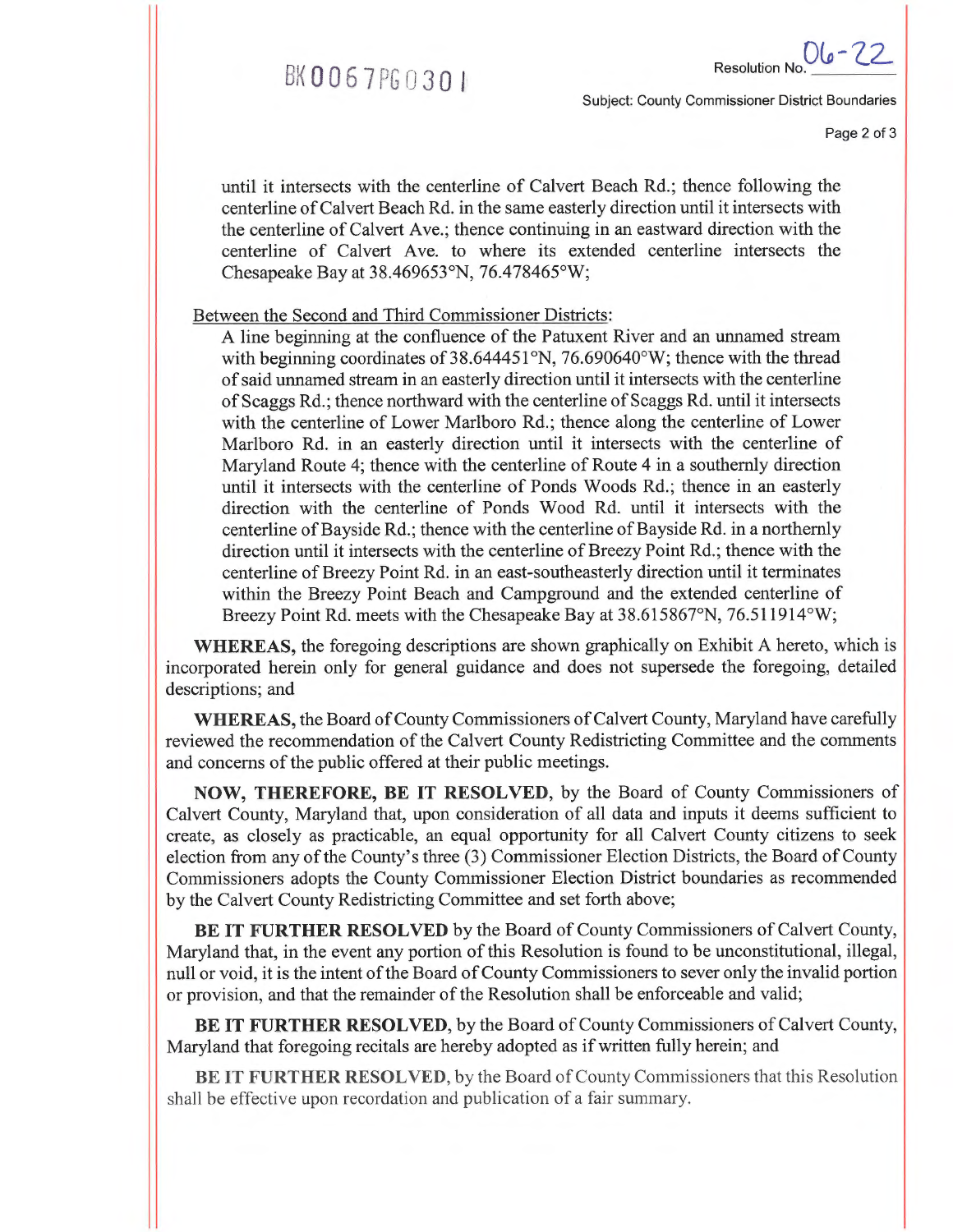until it intersects with the centerline of Calvert Beach Rd.; thence following the centerline of Calvert Beach Rd. in the same easterly direction until it intersects with the centerline of Calvert Ave.; thence continuing in an eastward direction with the centerline of Calvert Ave. to where its extended centerline intersects the Chesapeake Bay at 38.469653°N, 76.478465°W;

Between the Second and Third Commissioner Districts:

A line beginning at the confluence of the Patuxent River and an unnamed stream with beginning coordinates of 38.644451°N, 76.690640°W; thence with the thread of said unnamed stream in an easterly direction until it intersects with the centerline of Scaggs Rd.; thence northward with the centerline of Scaggs Rd. until it intersects with the centerline of Lower Marlboro Rd.; thence along the centerline of Lower Marlboro Rd. in an easterly direction until it intersects with the centerline of Maryland Route 4; thence with the centerline of Route 4 in a southernly direction until it intersects with the centerline of Ponds Woods Rd.; thence in an easterly direction with the centerline of Ponds Wood Rd. until it intersects with the centerline of Bayside Rd.; thence with the centerline of Bayside Rd. in a northernly direction until it intersects with the centerline of Breezy Point Rd.; thence with the centerline of Breezy Point Rd. in an east-southeasterly direction until it terminates within the Breezy Point Beach and Campground and the extended centerline of Breezy Point Rd. meets with the Chesapeake Bay at 38.615867°N, 76.511914°W;

**WHEREAS,** the foregoing descriptions are shown graphically on Exhibit A hereto, which is incorporated herein only for general guidance and does not supersede the foregoing, detailed descriptions; and

**WHEREAS,** the Board of County Commissioners of Calvert County, Maryland have carefully reviewed the recommendation of the Calvert County Redistricting Committee and the comments and concerns of the public offered at their public meetings.

**NOW, THEREFORE, BE IT RESOLVED**, by the Board of County Commissioners of Calvert County, Maryland that, upon consideration of all data and inputs it deems sufficient to create, as closely as practicable, an equal opportunity for all Calvert County citizens to seek election from any of the County's three (3) Commissioner Election Districts, the Board of County Commissioners adopts the County Commissioner Election District boundaries as recommended by the Calvert County Redistricting Committee and set forth above;

**BE IT FURTHER RESOLVED** by the Board of County Commissioners of Calvert County, Maryland that, in the event any portion of this Resolution is found to be unconstitutional, illegal, null or void, it is the intent of the Board of County Commissioners to sever only the invalid portion or provision, and that the remainder of the Resolution shall be enforceable and valid;

**BE IT FURTHER RESOLVED**, by the Board of County Commissioners of Calvert County, Maryland that foregoing recitals are hereby adopted as if written fully herein; and

**BE IT FURTHER RESOLVED**, by the Board of County Commissioners that this Resolution shall be effective upon recordation and publication of a fair summary.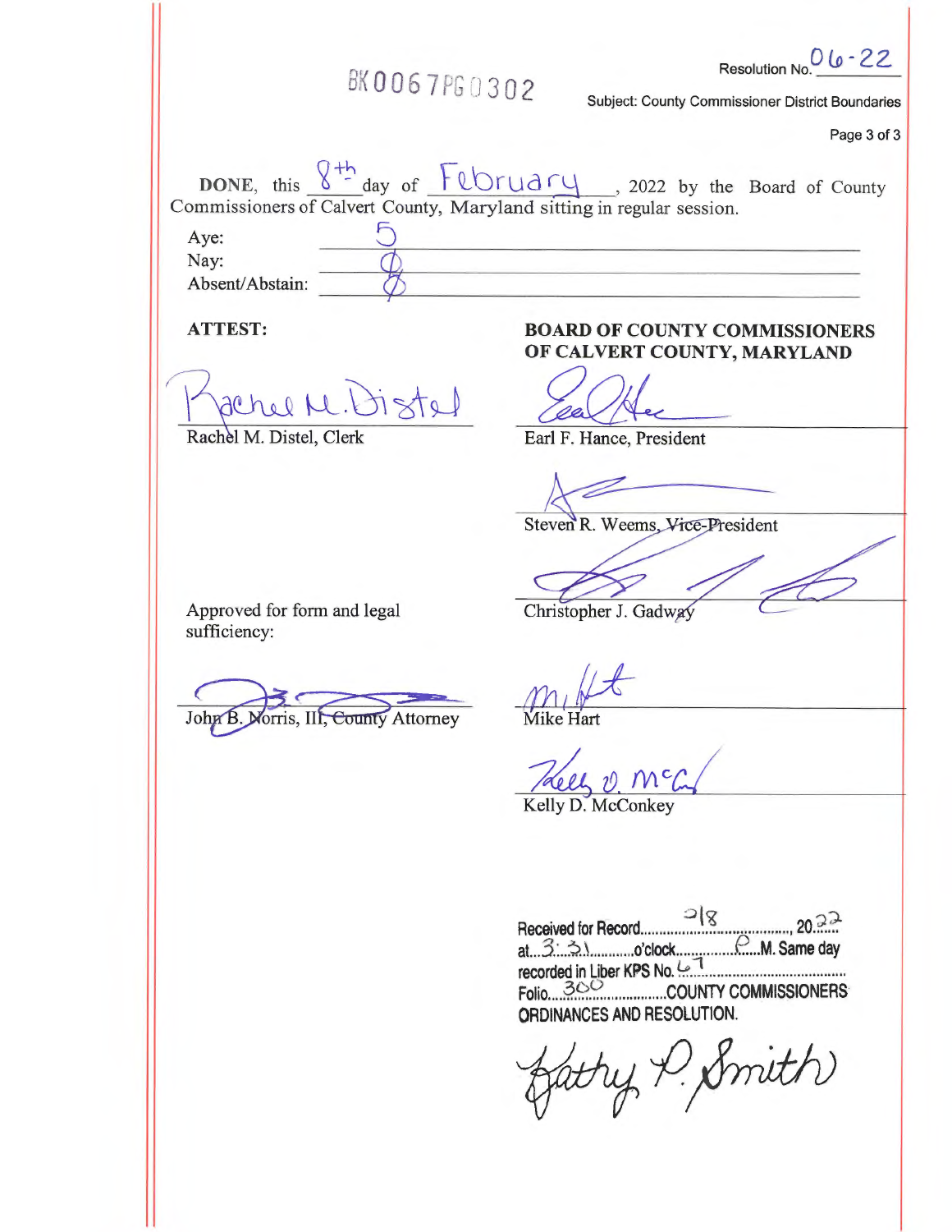BK0067PG0302

Resolution No. 06-22

Subject: County Commissioner District Boundaries

**DONE**, this 8th day of February, 2022 by the Board of County Commissioners of Calvert County, Maryland sitting in regular session.

| | |
|---|---|
| Aye: | 5 |
| Nay: | Ø |
| Absent/Abstain: | Ø |

**ATTEST:**

Rachel M. Distel, Clerk

**BOARD OF COUNTY COMMISSIONERS OF CALVERT COUNTY, MARYLAND**

Earl F. Hance, President

Steven R. Weems, ~~Vice-President~~

Christopher J. Gadway

Mike Hart

Kelly D. McConkey

Approved for form and legal sufficiency:

John B. Norris, III, County Attorney

Received for Record 2/8, 20 22 at 3:31 o'clock P M. Same day recorded in Liber KPS No. 67 Folio 300 COUNTY COMMISSIONERS ORDINANCES AND RESOLUTION.

Kathy P. Smith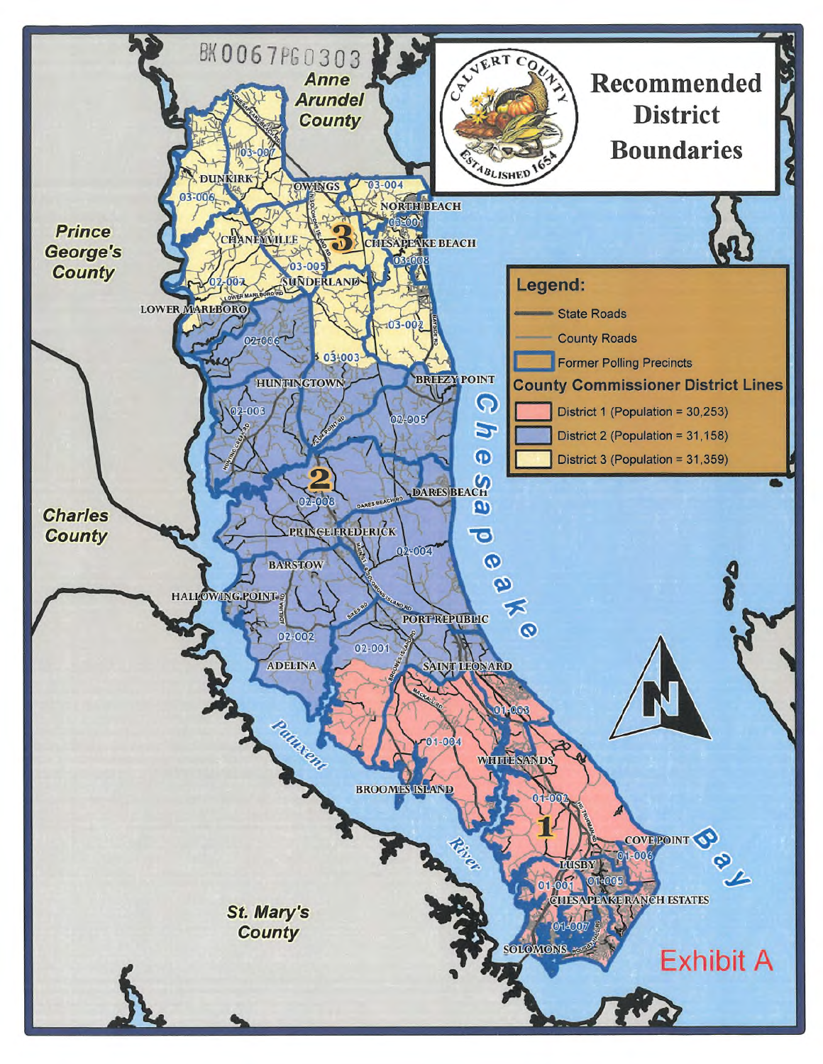BK0067PG0303

# Recommended District Boundaries

CALVERT COUNTY
ESTABLISHED 1654

**Legend:**

State Roads

County Roads

Former Polling Precincts

**County Commissioner District Lines**

District 1 (Population = 30,253)

District 2 (Population = 31,158)

District 3 (Population = 31,359)

Anne Arundel County

Prince George's County

Charles County

St. Mary's County

Chesapeake Bay

Patuxent River

DUNKIRK

OWINGS

NORTH BEACH

CHESAPEAKE BEACH

CHANEYVILLE

SUNDERLAND

LOWER MARLBORO

HUNTINGTOWN

BREEZY POINT

DARES BEACH

PRINCE FREDERICK

BARSTOW

HALLOWING POINT

PORT REPUBLIC

ADELINA

SAINT LEONARD

WHITE SANDS

BROOMES ISLAND

COVE POINT

LUSBY

CHESAPEAKE RANCH ESTATES

SOLOMONS

1

2

3

03-007

03-006

03-004

03-001

03-008

03-005

03-002

03-003

02-007

02-006

02-003

02-005

02-008

02-004

02-002

02-001

01-003

01-004

01-002

01-006

01-001

01-005

01-007

Exhibit A